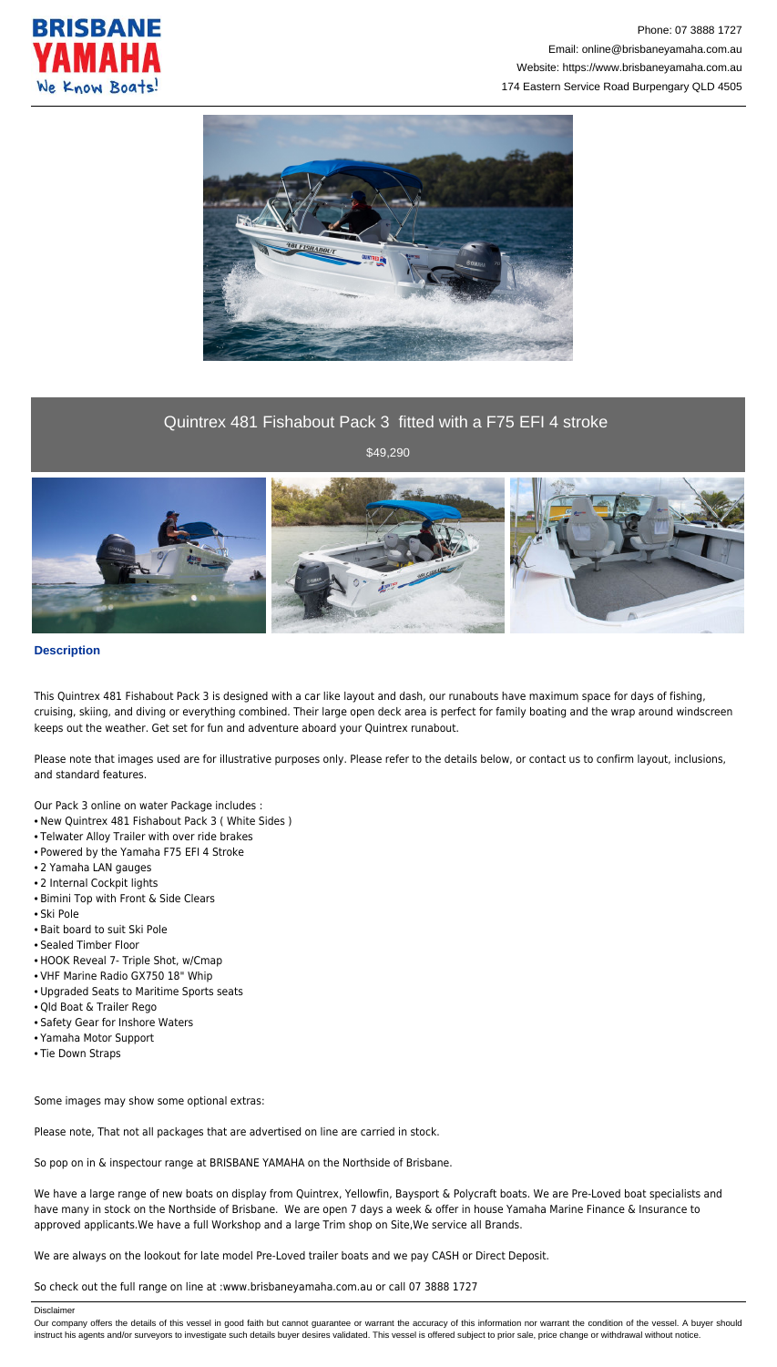Phone: 07 3888 1727
Email: online@brisbaneyamaha.com.au
Website: https://www.brisbaneyamaha.com.au
174 Eastern Service Road Burpengary QLD 4505

# Quintrex 481 Fishabout Pack 3 fitted with a F75 EFI 4 stroke

$49,290

## Description

This Quintrex 481 Fishabout Pack 3 is designed with a car like layout and dash, our runabouts have maximum space for days of fishing, cruising, skiing, and diving or everything combined. Their large open deck area is perfect for family boating and the wrap around windscreen keeps out the weather. Get set for fun and adventure aboard your Quintrex runabout.

Please note that images used are for illustrative purposes only. Please refer to the details below, or contact us to confirm layout, inclusions, and standard features.

Our Pack 3 online on water Package includes :

- New Quintrex 481 Fishabout Pack 3 ( White Sides )
- Telwater Alloy Trailer with over ride brakes
- Powered by the Yamaha F75 EFI 4 Stroke
- 2 Yamaha LAN gauges
- 2 Internal Cockpit lights
- Bimini Top with Front & Side Clears
- Ski Pole
- Bait board to suit Ski Pole
- Sealed Timber Floor
- HOOK Reveal 7- Triple Shot, w/Cmap
- VHF Marine Radio GX750 18" Whip
- Upgraded Seats to Maritime Sports seats
- Qld Boat & Trailer Rego
- Safety Gear for Inshore Waters
- Yamaha Motor Support
- Tie Down Straps

Some images may show some optional extras:

Please note, That not all packages that are advertised on line are carried in stock.

So pop on in & inspectour range at BRISBANE YAMAHA on the Northside of Brisbane.

We have a large range of new boats on display from Quintrex, Yellowfin, Baysport & Polycraft boats. We are Pre-Loved boat specialists and have many in stock on the Northside of Brisbane. We are open 7 days a week & offer in house Yamaha Marine Finance & Insurance to approved applicants.We have a full Workshop and a large Trim shop on Site,We service all Brands.

We are always on the lookout for late model Pre-Loved trailer boats and we pay CASH or Direct Deposit.

So check out the full range on line at :www.brisbaneyamaha.com.au or call 07 3888 1727

Disclaimer

Our company offers the details of this vessel in good faith but cannot guarantee or warrant the accuracy of this information nor warrant the condition of the vessel. A buyer should instruct his agents and/or surveyors to investigate such details buyer desires validated. This vessel is offered subject to prior sale, price change or withdrawal without notice.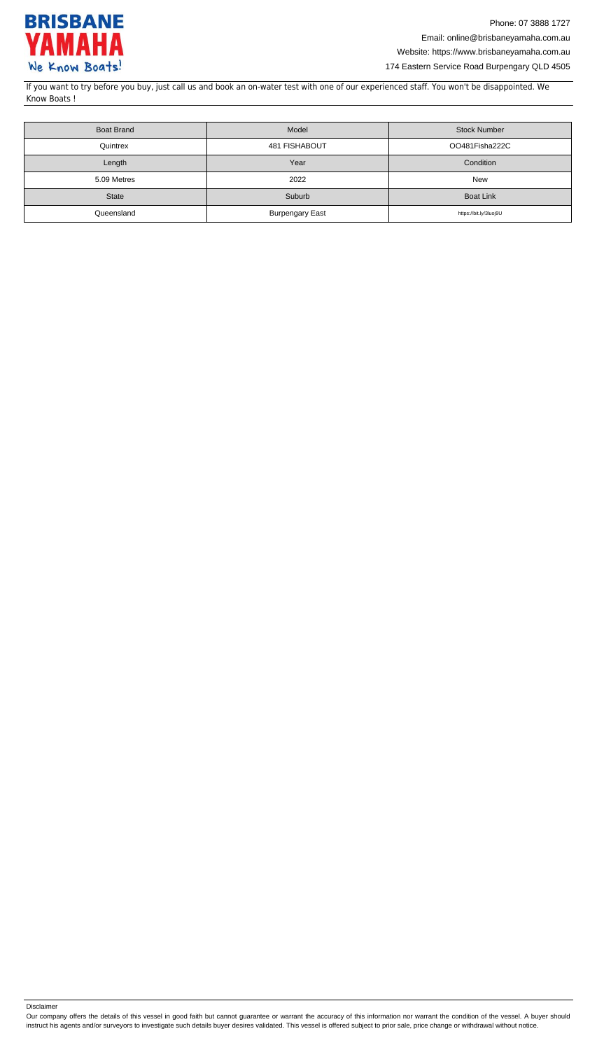BRISBANE YAMAHA

We Know Boats!

Phone: 07 3888 1727

Email: online@brisbaneyamaha.com.au

Website: https://www.brisbaneyamaha.com.au

174 Eastern Service Road Burpengary QLD 4505

If you want to try before you buy, just call us and book an on-water test with one of our experienced staff. You won't be disappointed. We Know Boats !

| Boat Brand | Model | Stock Number |
|---|---|---|
| Quintrex | 481 FISHABOUT | OO481Fisha222C |
| Length | Year | Condition |
| 5.09 Metres | 2022 | New |
| State | Suburb | Boat Link |
| Queensland | Burpengary East | https://bit.ly/3luoj9U |

Disclaimer

Our company offers the details of this vessel in good faith but cannot guarantee or warrant the accuracy of this information nor warrant the condition of the vessel. A buyer should instruct his agents and/or surveyors to investigate such details buyer desires validated. This vessel is offered subject to prior sale, price change or withdrawal without notice.